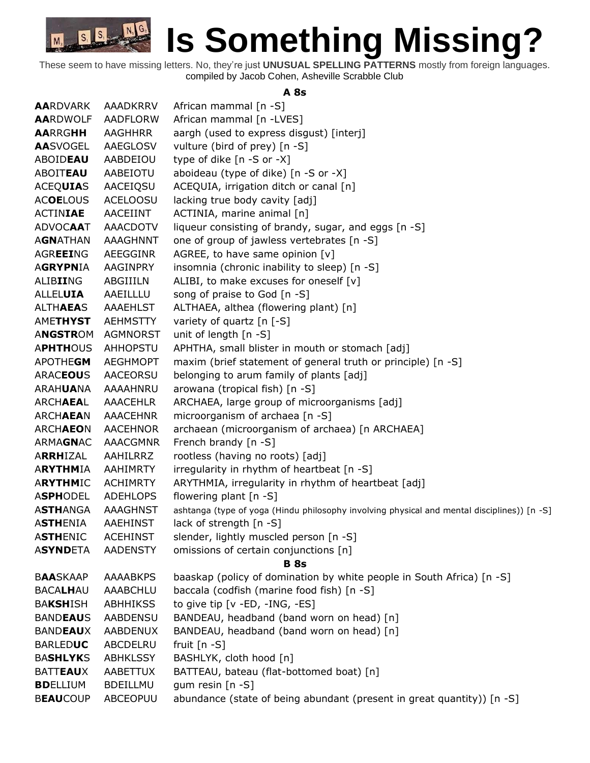# Is Something Missing?

These seem to have missing letters. No, they're just **UNUSUAL SPELLING PATTERNS** mostly from foreign languages.
compiled by Jacob Cohen, Asheville Scrabble Club

### A 8s

| | | |
|---|---|---|
| **AA**RDVARK | AAADKRRV | African mammal [n -S] |
| **AA**RDWOLF | AADFLORW | African mammal [n -LVES] |
| **AA**RRG**HH** | AAGHHRR | aargh (used to express disgust) [interj] |
| **AA**SVOGEL | AAEGLOSV | vulture (bird of prey) [n -S] |
| ABOID**EAU** | AABDEIOU | type of dike [n -S or -X] |
| ABOIT**EAU** | AABEIOTU | aboideau (type of dike) [n -S or -X] |
| ACEQ**UIA**S | AACEIQSU | ACEQUIA, irrigation ditch or canal [n] |
| AC**OE**LOUS | ACELOOSU | lacking true body cavity [adj] |
| ACTIN**IAE** | AACEIINT | ACTINIA, marine animal [n] |
| ADVOC**AA**T | AAACDOTV | liqueur consisting of brandy, sugar, and eggs [n -S] |
| A**GN**ATHAN | AAAGHNNT | one of group of jawless vertebrates [n -S] |
| AGR**EEI**NG | AEEGGINR | AGREE, to have same opinion [v] |
| A**GRYPN**IA | AAGINPRY | insomnia (chronic inability to sleep) [n -S] |
| ALIB**II**NG | ABGIIILN | ALIBI, to make excuses for oneself [v] |
| ALLEL**UIA** | AAEILLLU | song of praise to God [n -S] |
| ALTH**AEA**S | AAAEHLST | ALTHAEA, althea (flowering plant) [n] |
| AME**THYST** | AEHMSTTY | variety of quartz [n [-S] |
| A**NGSTR**OM | AGMNORST | unit of length [n -S] |
| A**PHTH**OUS | AHHOPSTU | APHTHA, small blister in mouth or stomach [adj] |
| APOTHE**GM** | AEGHMOPT | maxim (brief statement of general truth or principle) [n -S] |
| ARAC**EOU**S | AACEORSU | belonging to arum family of plants [adj] |
| ARAH**UA**NA | AAAAHNRU | arowana (tropical fish) [n -S] |
| ARCH**AEA**L | AAACEHLR | ARCHAEA, large group of microorganisms [adj] |
| ARCH**AEA**N | AAACEHNR | microorganism of archaea [n -S] |
| ARCH**AEO**N | AACEHNOR | archaean (microorganism of archaea) [n ARCHAEA] |
| ARMA**GN**AC | AAACGMNR | French brandy [n -S] |
| A**RRH**IZAL | AAHILRRZ | rootless (having no roots) [adj] |
| A**RYTHM**IA | AAHIMRTY | irregularity in rhythm of heartbeat [n -S] |
| A**RYTHM**IC | ACHIMRTY | ARYTHMIA, irregularity in rhythm of heartbeat [adj] |
| A**SPH**ODEL | ADEHLOPS | flowering plant [n -S] |
| A**STH**ANGA | AAAGHNST | ashtanga (type of yoga (Hindu philosophy involving physical and mental disciplines)) [n -S] |
| A**STH**ENIA | AAEHINST | lack of strength [n -S] |
| A**STH**ENIC | ACEHINST | slender, lightly muscled person [n -S] |
| A**SYND**ETA | AADENSTY | omissions of certain conjunctions [n] |

### B 8s

| | | |
|---|---|---|
| B**AA**SKAAP | AAAABKPS | baaskap (policy of domination by white people in South Africa) [n -S] |
| BACA**LH**AU | AAABCHLU | baccala (codfish (marine food fish) [n -S] |
| BA**KSH**ISH | ABHHIKSS | to give tip [v -ED, -ING, -ES] |
| BAND**EAU**S | AABDENSU | BANDEAU, headband (band worn on head) [n] |
| BAND**EAU**X | AABDENUX | BANDEAU, headband (band worn on head) [n] |
| BARLED**UC** | ABCDELRU | fruit [n -S] |
| BA**SHLYK**S | ABHKLSSY | BASHLYK, cloth hood [n] |
| BATT**EAU**X | AABETTUX | BATTEAU, bateau (flat-bottomed boat) [n] |
| **BD**ELLIUM | BDEILLMU | gum resin [n -S] |
| B**EAU**COUP | ABCEOPUU | abundance (state of being abundant (present in great quantity)) [n -S] |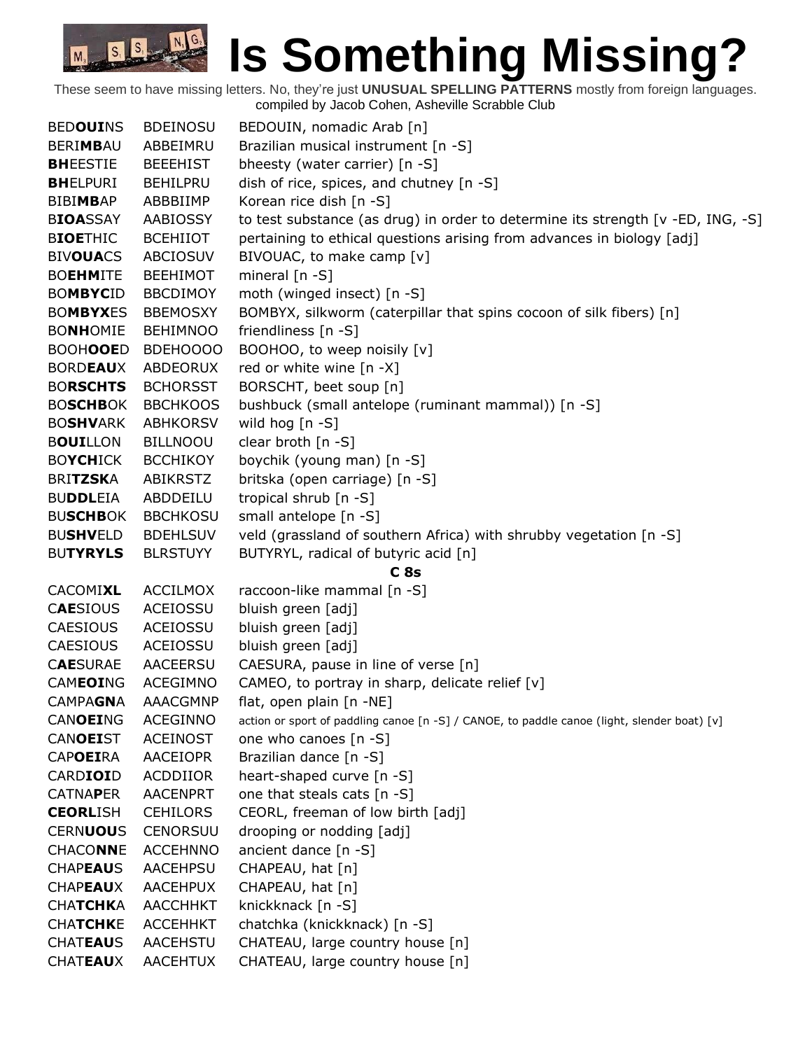# Is Something Missing?

These seem to have missing letters. No, they're just **UNUSUAL SPELLING PATTERNS** mostly from foreign languages.
compiled by Jacob Cohen, Asheville Scrabble Club

| | | |
|---|---|---|
| BED**OUI**NS | BDEINOSU | BEDOUIN, nomadic Arab [n] |
| BERI**MB**AU | ABBEIMRU | Brazilian musical instrument [n -S] |
| **BH**EESTIE | BEEEHIST | bheesty (water carrier) [n -S] |
| **BH**ELPURI | BEHILPRU | dish of rice, spices, and chutney [n -S] |
| BIBI**MB**AP | ABBBIIMP | Korean rice dish [n -S] |
| B**IOA**SSAY | AABIOSSY | to test substance (as drug) in order to determine its strength [v -ED, ING, -S] |
| B**IOE**THIC | BCEHIIOT | pertaining to ethical questions arising from advances in biology [adj] |
| BIV**OUA**CS | ABCIOSUV | BIVOUAC, to make camp [v] |
| BO**EHM**ITE | BEEHIMOT | mineral [n -S] |
| BO**MBYC**ID | BBCDIMOY | moth (winged insect) [n -S] |
| BO**MBYX**ES | BBEMOSXY | BOMBYX, silkworm (caterpillar that spins cocoon of silk fibers) [n] |
| BO**NH**OMIE | BEHIMNOO | friendliness [n -S] |
| BOOH**OOE**D | BDEHOOOO | BOOHOO, to weep noisily [v] |
| BORD**EAU**X | ABDEORUX | red or white wine [n -X] |
| BO**RSCHTS** | BCHORSST | BORSCHT, beet soup [n] |
| BO**SCHB**OK | BBCHKOOS | bushbuck (small antelope (ruminant mammal)) [n -S] |
| BO**SHV**ARK | ABHKORSV | wild hog [n -S] |
| B**OUI**LLON | BILLNOOU | clear broth [n -S] |
| BO**YCH**ICK | BCCHIKOY | boychik (young man) [n -S] |
| BRI**TZSK**A | ABIKRSTZ | britska (open carriage) [n -S] |
| BU**DDL**EIA | ABDDEILU | tropical shrub [n -S] |
| BU**SCHB**OK | BBCHKOSU | small antelope [n -S] |
| BU**SHV**ELD | BDEHLSUV | veld (grassland of southern Africa) with shrubby vegetation [n -S] |
| BU**TYRYLS** | BLRSTUYY | BUTYRYL, radical of butyric acid [n] |

## C 8s

| | | |
|---|---|---|
| CACOMI**XL** | ACCILMOX | raccoon-like mammal [n -S] |
| C**AE**SIOUS | ACEIOSSU | bluish green [adj] |
| CAESIOUS | ACEIOSSU | bluish green [adj] |
| CAESIOUS | ACEIOSSU | bluish green [adj] |
| C**AE**SURAE | AACEERSU | CAESURA, pause in line of verse [n] |
| CAM**EOI**NG | ACEGIMNO | CAMEO, to portray in sharp, delicate relief [v] |
| CAMPA**GN**A | AAACGMNP | flat, open plain [n -NE] |
| CAN**OEI**NG | ACEGINNO | action or sport of paddling canoe [n -S] / CANOE, to paddle canoe (light, slender boat) [v] |
| CAN**OEI**ST | ACEINOST | one who canoes [n -S] |
| CAP**OEI**RA | AACEIOPR | Brazilian dance [n -S] |
| CARD**IOI**D | ACDDIIOR | heart-shaped curve [n -S] |
| CATNA**P**ER | AACENPRT | one that steals cats [n -S] |
| **CEORL**ISH | CEHILORS | CEORL, freeman of low birth [adj] |
| CERN**UOU**S | CENORSUU | drooping or nodding [adj] |
| CHACO**NN**E | ACCEHNNO | ancient dance [n -S] |
| CHAP**EAU**S | AACEHPSU | CHAPEAU, hat [n] |
| CHAP**EAU**X | AACEHPUX | CHAPEAU, hat [n] |
| CHA**TCHK**A | AACCHHKT | knickknack [n -S] |
| CHA**TCHK**E | ACCEHHKT | chatchka (knickknack) [n -S] |
| CHAT**EAU**S | AACEHSTU | CHATEAU, large country house [n] |
| CHAT**EAU**X | AACEHTUX | CHATEAU, large country house [n] |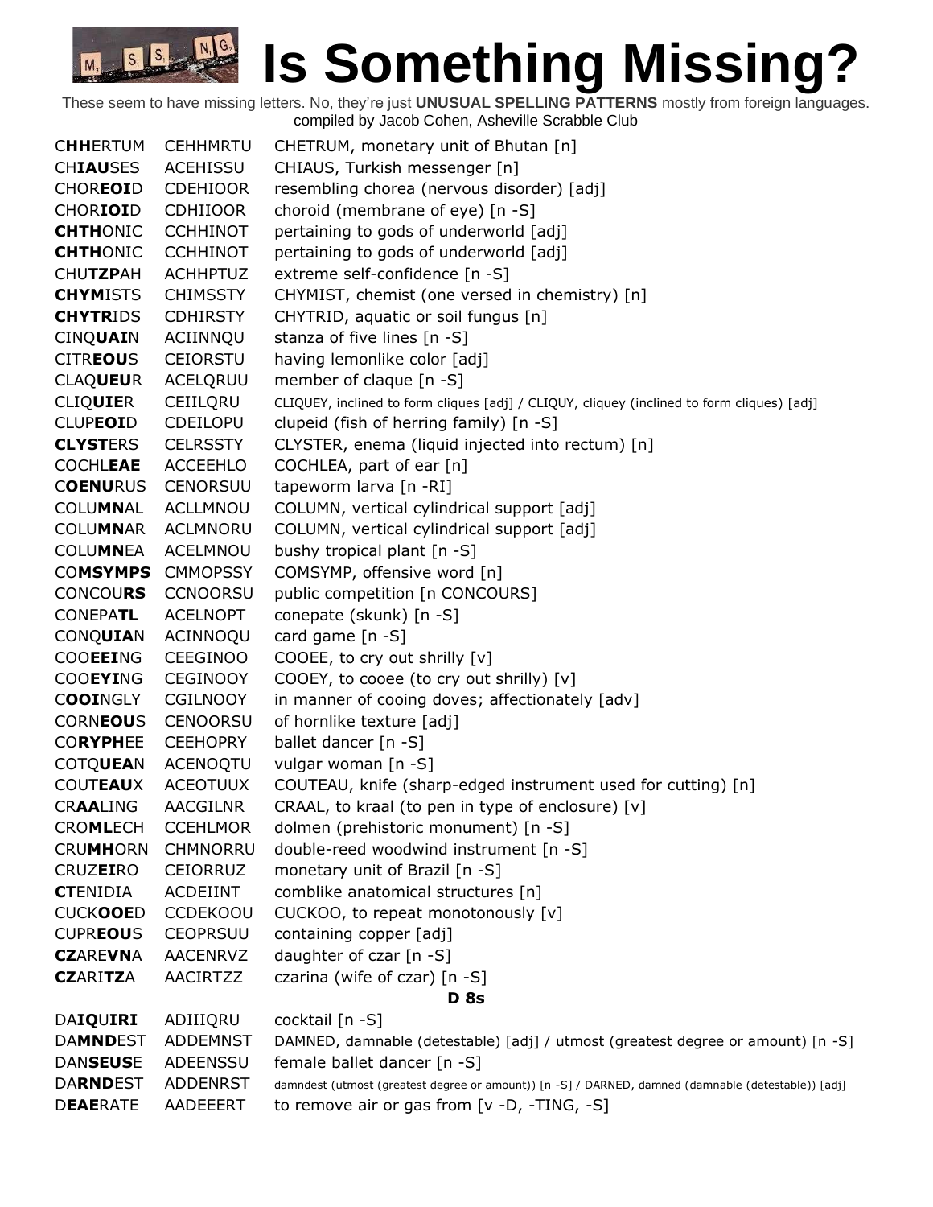# Is Something Missing?

These seem to have missing letters. No, they're just **UNUSUAL SPELLING PATTERNS** mostly from foreign languages.
compiled by Jacob Cohen, Asheville Scrabble Club

| | | |
|---|---|---|
| C**HH**ERTUM | CEHHMRTU | CHETRUM, monetary unit of Bhutan [n] |
| CH**IAU**SES | ACEHISSU | CHIAUS, Turkish messenger [n] |
| CHOR**EOI**D | CDEHIOOR | resembling chorea (nervous disorder) [adj] |
| CHOR**IOI**D | CDHIIOOR | choroid (membrane of eye) [n -S] |
| **CHTH**ONIC | CCHHINOT | pertaining to gods of underworld [adj] |
| **CHTH**ONIC | CCHHINOT | pertaining to gods of underworld [adj] |
| CHU**TZP**AH | ACHHPTUZ | extreme self-confidence [n -S] |
| **CHYM**ISTS | CHIMSSTY | CHYMIST, chemist (one versed in chemistry) [n] |
| **CHYTR**IDS | CDHIRSTY | CHYTRID, aquatic or soil fungus [n] |
| CINQ**UAI**N | ACIINNQU | stanza of five lines [n -S] |
| CITR**EOU**S | CEIORSTU | having lemonlike color [adj] |
| CLAQ**UEU**R | ACELQRUU | member of claque [n -S] |
| CLIQ**UIE**R | CEIILQRU | CLIQUEY, inclined to form cliques [adj] / CLIQUY, cliquey (inclined to form cliques) [adj] |
| CLUP**EOI**D | CDEILOPU | clupeid (fish of herring family) [n -S] |
| **CLYST**ERS | CELRSSTY | CLYSTER, enema (liquid injected into rectum) [n] |
| COCHL**EAE** | ACCEEHLO | COCHLEA, part of ear [n] |
| C**OENU**RUS | CENORSUU | tapeworm larva [n -RI] |
| COLU**MN**AL | ACLLMNOU | COLUMN, vertical cylindrical support [adj] |
| COLU**MN**AR | ACLMNORU | COLUMN, vertical cylindrical support [adj] |
| COLU**MN**EA | ACELMNOU | bushy tropical plant [n -S] |
| CO**MSYMPS** | CMMOPSSY | COMSYMP, offensive word [n] |
| CONCOU**RS** | CCNOORSU | public competition [n CONCOURS] |
| CONEPA**TL** | ACELNOPT | conepate (skunk) [n -S] |
| CONQ**UIA**N | ACINNOQU | card game [n -S] |
| COO**EEI**NG | CEEGINOO | COOEE, to cry out shrilly [v] |
| COO**EYI**NG | CEGINOOY | COOEY, to cooee (to cry out shrilly) [v] |
| C**OOI**NGLY | CGILNOOY | in manner of cooing doves; affectionately [adv] |
| CORN**EOU**S | CENOORSU | of hornlike texture [adj] |
| CO**RYPH**EE | CEEHOPRY | ballet dancer [n -S] |
| COTQ**UEA**N | ACENOQTU | vulgar woman [n -S] |
| COUT**EAU**X | ACEOTUUX | COUTEAU, knife (sharp-edged instrument used for cutting) [n] |
| CR**AA**LING | AACGILNR | CRAAL, to kraal (to pen in type of enclosure) [v] |
| CRO**ML**ECH | CCEHLMOR | dolmen (prehistoric monument) [n -S] |
| CRU**MH**ORN | CHMNORRU | double-reed woodwind instrument [n -S] |
| CRUZ**EI**RO | CEIORRUZ | monetary unit of Brazil [n -S] |
| **CT**ENIDIA | ACDEIINT | comblike anatomical structures [n] |
| CUCK**OOE**D | CCDEKOOU | CUCKOO, to repeat monotonously [v] |
| CUPR**EOU**S | CEOPRSUU | containing copper [adj] |
| **CZ**ARE**VN**A | AACENRVZ | daughter of czar [n -S] |
| **CZ**ARI**TZ**A | AACIRTZZ | czarina (wife of czar) [n -S] |

**D 8s**

| | | |
|---|---|---|
| DA**IQ**U**IRI** | ADIIIQRU | cocktail [n -S] |
| DA**MND**EST | ADDEMNST | DAMNED, damnable (detestable) [adj] / utmost (greatest degree or amount) [n -S] |
| DAN**SEUS**E | ADEENSSU | female ballet dancer [n -S] |
| DA**RND**EST | ADDENRST | damndest (utmost (greatest degree or amount)) [n -S] / DARNED, damned (damnable (detestable)) [adj] |
| D**EAE**RATE | AADEEERT | to remove air or gas from [v -D, -TING, -S] |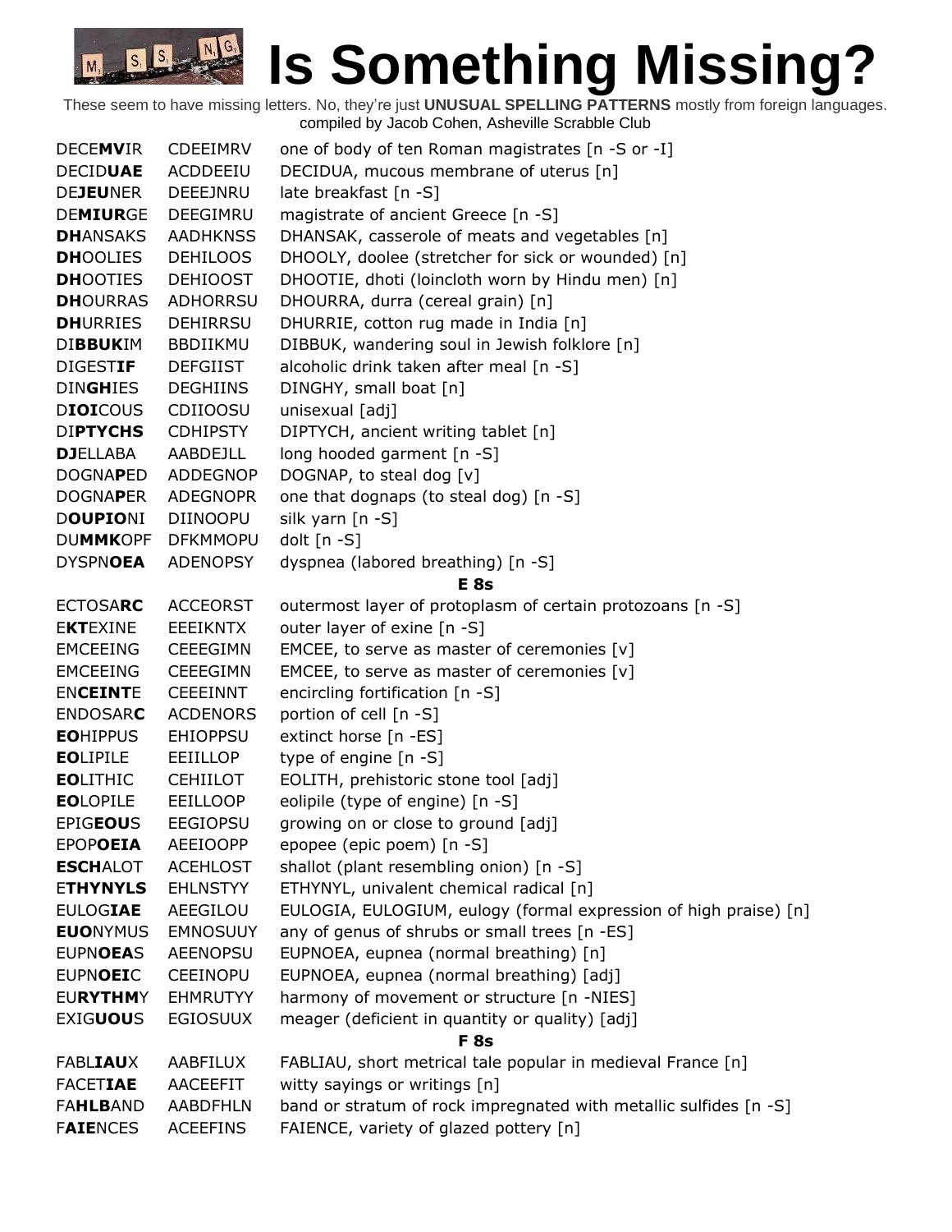# Is Something Missing?

These seem to have missing letters. No, they're just **UNUSUAL SPELLING PATTERNS** mostly from foreign languages.
compiled by Jacob Cohen, Asheville Scrabble Club

| | | |
|---|---|---|
| DECE**MV**IR | CDEEIMRV | one of body of ten Roman magistrates [n -S or -I] |
| DECID**UAE** | ACDDEEIU | DECIDUA, mucous membrane of uterus [n] |
| DE**JEU**NER | DEEEJNRU | late breakfast [n -S] |
| DE**MIUR**GE | DEEGIMRU | magistrate of ancient Greece [n -S] |
| **DH**ANSAKS | AADHKNSS | DHANSAK, casserole of meats and vegetables [n] |
| **DH**OOLIES | DEHILOOS | DHOOLY, doolee (stretcher for sick or wounded) [n] |
| **DH**OOTIES | DEHIOOST | DHOOTIE, dhoti (loincloth worn by Hindu men) [n] |
| **DH**OURRAS | ADHORRSU | DHOURRA, durra (cereal grain) [n] |
| **DH**URRIES | DEHIRRSU | DHURRIE, cotton rug made in India [n] |
| DI**BBUK**IM | BBDIIKMU | DIBBUK, wandering soul in Jewish folklore [n] |
| DIGEST**IF** | DEFGIIST | alcoholic drink taken after meal [n -S] |
| DIN**GH**IES | DEGHIINS | DINGHY, small boat [n] |
| D**IOI**COUS | CDIIOOSU | unisexual [adj] |
| DI**PTYCHS** | CDHIPSTY | DIPTYCH, ancient writing tablet [n] |
| **DJ**ELLABA | AABDEJLL | long hooded garment [n -S] |
| DOGNA**P**ED | ADDEGNOP | DOGNAP, to steal dog [v] |
| DOGNA**P**ER | ADEGNOPR | one that dognaps (to steal dog) [n -S] |
| D**OUPIO**NI | DIINOOPU | silk yarn [n -S] |
| DU**MMK**OPF | DFKMMOPU | dolt [n -S] |
| DYSPN**OEA** | ADENOPSY | dyspnea (labored breathing) [n -S] |
| | | **E 8s** |
| ECTOSA**RC** | ACCEORST | outermost layer of protoplasm of certain protozoans [n -S] |
| E**KT**EXINE | EEEIKNTX | outer layer of exine [n -S] |
| EMCEEING | CEEEGIMN | EMCEE, to serve as master of ceremonies [v] |
| EMCEEING | CEEEGIMN | EMCEE, to serve as master of ceremonies [v] |
| EN**CEINT**E | CEEEINNT | encircling fortification [n -S] |
| ENDOSAR**C** | ACDENORS | portion of cell [n -S] |
| **EO**HIPPUS | EHIOPPSU | extinct horse [n -ES] |
| **EO**LIPILE | EEIILLOP | type of engine [n -S] |
| **EO**LITHIC | CEHIILOT | EOLITH, prehistoric stone tool [adj] |
| **EO**LOPILE | EEILLOOP | eolipile (type of engine) [n -S] |
| EPIG**EOU**S | EEGIOPSU | growing on or close to ground [adj] |
| EPOP**OEIA** | AEEIOOPP | epopee (epic poem) [n -S] |
| **ESCH**ALOT | ACEHLOST | shallot (plant resembling onion) [n -S] |
| E**THYNYLS** | EHLNSTYY | ETHYNYL, univalent chemical radical [n] |
| EULOG**IAE** | AEEGILOU | EULOGIA, EULOGIUM, eulogy (formal expression of high praise) [n] |
| **EUO**NYMUS | EMNOSUUY | any of genus of shrubs or small trees [n -ES] |
| EUPN**OEA**S | AEENOPSU | EUPNOEA, eupnea (normal breathing) [n] |
| EUPN**OEI**C | CEEINOPU | EUPNOEA, eupnea (normal breathing) [adj] |
| EU**RYTHM**Y | EHMRUTYY | harmony of movement or structure [n -NIES] |
| EXIG**UOU**S | EGIOSUUX | meager (deficient in quantity or quality) [adj] |
| | | **F 8s** |
| FABL**IAU**X | AABFILUX | FABLIAU, short metrical tale popular in medieval France [n] |
| FACET**IAE** | AACEEFIT | witty sayings or writings [n] |
| FA**HLB**AND | AABDFHLN | band or stratum of rock impregnated with metallic sulfides [n -S] |
| F**AIE**NCES | ACEEFINS | FAIENCE, variety of glazed pottery [n] |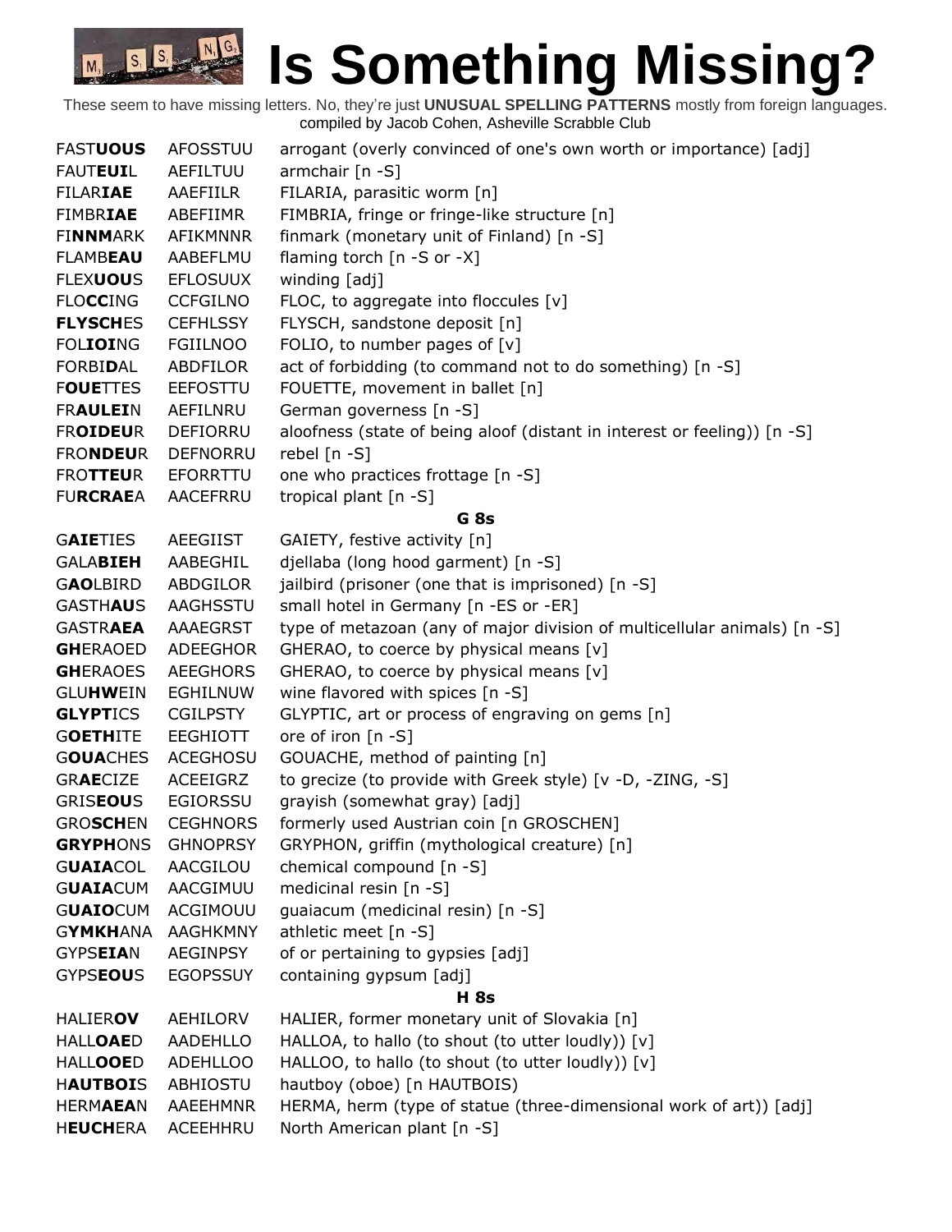# Is Something Missing?

These seem to have missing letters. No, they're just **UNUSUAL SPELLING PATTERNS** mostly from foreign languages.
compiled by Jacob Cohen, Asheville Scrabble Club

| | | |
|---|---|---|
| FAST**UOUS** | AFOSSTUU | arrogant (overly convinced of one's own worth or importance) [adj] |
| FAUT**EUI**L | AEFILTUU | armchair [n -S] |
| FILAR**IAE** | AAEFIILR | FILARIA, parasitic worm [n] |
| FIMBR**IAE** | ABEFIIMR | FIMBRIA, fringe or fringe-like structure [n] |
| FI**NNM**ARK | AFIKMNNR | finmark (monetary unit of Finland) [n -S] |
| FLAMB**EAU** | AABEFLMU | flaming torch [n -S or -X] |
| FLEX**UOU**S | EFLOSUUX | winding [adj] |
| FLO**CC**ING | CCFGILNO | FLOC, to aggregate into floccules [v] |
| **FLYSCH**ES | CEFHLSSY | FLYSCH, sandstone deposit [n] |
| FOL**IOI**NG | FGIILNOO | FOLIO, to number pages of [v] |
| FORBI**D**AL | ABDFILOR | act of forbidding (to command not to do something) [n -S] |
| F**OUE**TTES | EEFOSTTU | FOUETTE, movement in ballet [n] |
| FR**AULEI**N | AEFILNRU | German governess [n -S] |
| FR**OIDEU**R | DEFIORRU | aloofness (state of being aloof (distant in interest or feeling)) [n -S] |
| FRO**NDEU**R | DEFNORRU | rebel [n -S] |
| FRO**TTEU**R | EFORRTTU | one who practices frottage [n -S] |
| FU**RCRAE**A | AACEFRRU | tropical plant [n -S] |

**G 8s**

| | | |
|---|---|---|
| G**AIE**TIES | AEEGIIST | GAIETY, festive activity [n] |
| GALA**BIEH** | AABEGHIL | djellaba (long hood garment) [n -S] |
| G**AO**LBIRD | ABDGILOR | jailbird (prisoner (one that is imprisoned) [n -S] |
| GASTH**AU**S | AAGHSSTU | small hotel in Germany [n -ES or -ER] |
| GASTR**AEA** | AAAEGRST | type of metazoan (any of major division of multicellular animals) [n -S] |
| **GH**ERAOED | ADEEGHOR | GHERAO, to coerce by physical means [v] |
| **GH**ERAOES | AEEGHORS | GHERAO, to coerce by physical means [v] |
| GLU**HW**EIN | EGHILNUW | wine flavored with spices [n -S] |
| **GLYPT**ICS | CGILPSTY | GLYPTIC, art or process of engraving on gems [n] |
| G**OETH**ITE | EEGHIOTT | ore of iron [n -S] |
| G**OUA**CHES | ACEGHOSU | GOUACHE, method of painting [n] |
| GR**AE**CIZE | ACEEIGRZ | to grecize (to provide with Greek style) [v -D, -ZING, -S] |
| GRIS**EOU**S | EGIORSSU | grayish (somewhat gray) [adj] |
| GRO**SCH**EN | CEGHNORS | formerly used Austrian coin [n GROSCHEN] |
| **GRYPH**ONS | GHNOPRSY | GRYPHON, griffin (mythological creature) [n] |
| G**UAIA**COL | AACGILOU | chemical compound [n -S] |
| G**UAIA**CUM | AACGIMUU | medicinal resin [n -S] |
| G**UAIO**CUM | ACGIMOUU | guaiacum (medicinal resin) [n -S] |
| G**YMKH**ANA | AAGHKMNY | athletic meet [n -S] |
| GYPS**EIA**N | AEGINPSY | of or pertaining to gypsies [adj] |
| GYPS**EOU**S | EGOPSSUY | containing gypsum [adj] |

**H 8s**

| | | |
|---|---|---|
| HALIER**OV** | AEHILORV | HALIER, former monetary unit of Slovakia [n] |
| HALL**OAE**D | AADEHLLO | HALLOA, to hallo (to shout (to utter loudly)) [v] |
| HALL**OOE**D | ADEHLLOO | HALLOO, to hallo (to shout (to utter loudly)) [v] |
| H**AUTBOI**S | ABHIOSTU | hautboy (oboe) [n HAUTBOIS) |
| HERM**AEA**N | AAEEHMNR | HERMA, herm (type of statue (three-dimensional work of art)) [adj] |
| H**EUCH**ERA | ACEEHHRU | North American plant [n -S] |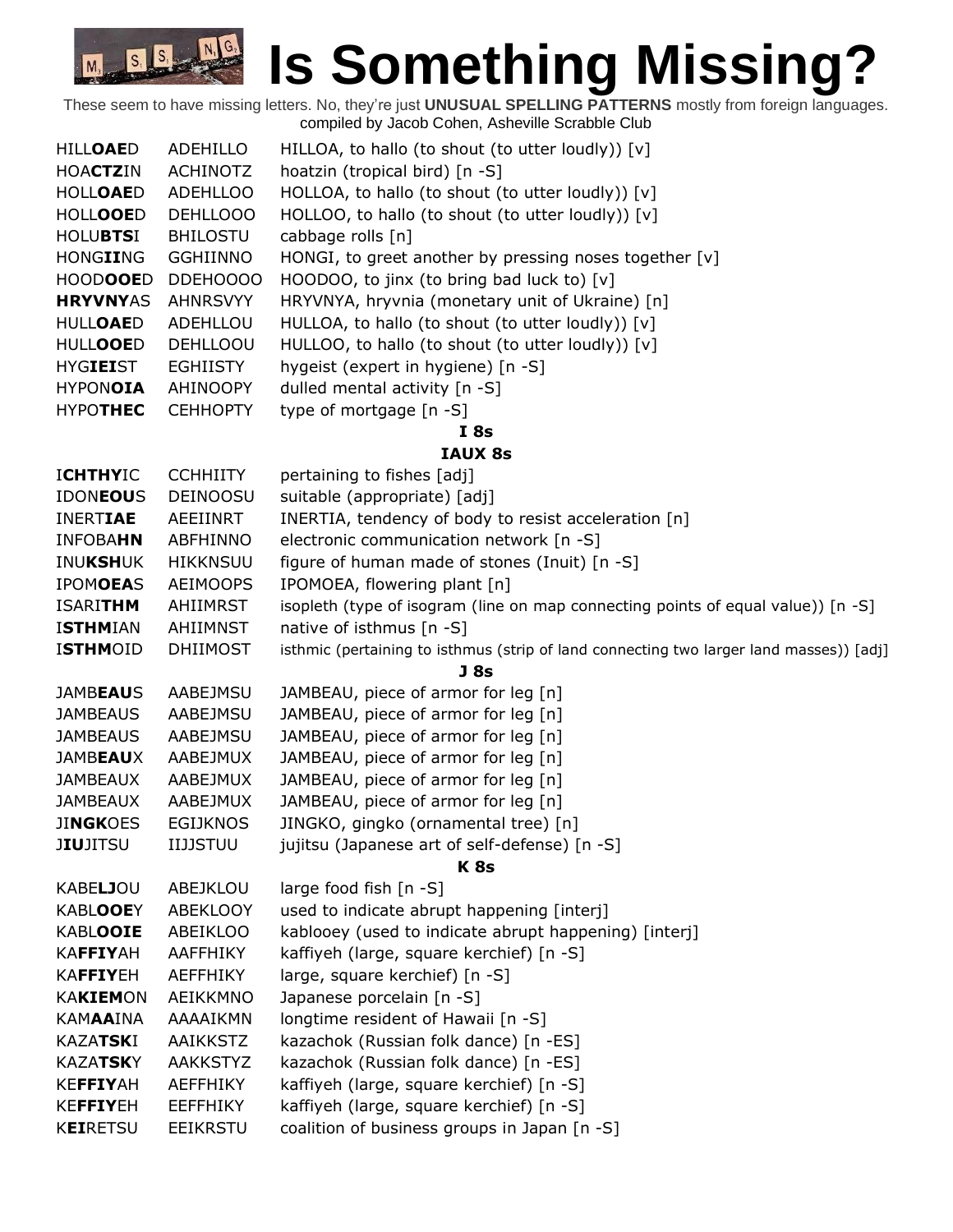# Is Something Missing?

These seem to have missing letters. No, they're just **UNUSUAL SPELLING PATTERNS** mostly from foreign languages.
compiled by Jacob Cohen, Asheville Scrabble Club

| | | |
|---|---|---|
| HILL**OAE**D | ADEHILLO | HILLOA, to hallo (to shout (to utter loudly)) [v] |
| HOA**CTZ**IN | ACHINOTZ | hoatzin (tropical bird) [n -S] |
| HOLL**OAE**D | ADEHLLOO | HOLLOA, to hallo (to shout (to utter loudly)) [v] |
| HOLL**OOE**D | DEHLLOOO | HOLLOO, to hallo (to shout (to utter loudly)) [v] |
| HOLU**BTS**I | BHILOSTU | cabbage rolls [n] |
| HONG**II**NG | GGHIINNO | HONGI, to greet another by pressing noses together [v] |
| HOOD**OOE**D | DDEHOOOO | HOODOO, to jinx (to bring bad luck to) [v] |
| **HRYVNY**AS | AHNRSVYY | HRYVNYA, hryvnia (monetary unit of Ukraine) [n] |
| HULL**OAE**D | ADEHLLOU | HULLOA, to hallo (to shout (to utter loudly)) [v] |
| HULL**OOE**D | DEHLLOOU | HULLOO, to hallo (to shout (to utter loudly)) [v] |
| HYG**IEI**ST | EGHIISTY | hygeist (expert in hygiene) [n -S] |
| HYPON**OIA** | AHINOOPY | dulled mental activity [n -S] |
| HYPO**THEC** | CEHHOPTY | type of mortgage [n -S] |

**I 8s**

**IAUX 8s**

| | | |
|---|---|---|
| I**CHTHY**IC | CCHHIITY | pertaining to fishes [adj] |
| IDON**EOU**S | DEINOOSU | suitable (appropriate) [adj] |
| INERT**IAE** | AEEIINRT | INERTIA, tendency of body to resist acceleration [n] |
| INFOBA**HN** | ABFHINNO | electronic communication network [n -S] |
| INU**KSH**UK | HIKKNSUU | figure of human made of stones (Inuit) [n -S] |
| IPOM**OEA**S | AEIMOOPS | IPOMOEA, flowering plant [n] |
| ISARI**THM** | AHIIMRST | isopleth (type of isogram (line on map connecting points of equal value)) [n -S] |
| I**STHM**IAN | AHIIMNST | native of isthmus [n -S] |
| I**STHM**OID | DHIIMOST | isthmic (pertaining to isthmus (strip of land connecting two larger land masses)) [adj] |

**J 8s**

| | | |
|---|---|---|
| JAMB**EAU**S | AABEJMSU | JAMBEAU, piece of armor for leg [n] |
| JAMBEAUS | AABEJMSU | JAMBEAU, piece of armor for leg [n] |
| JAMBEAUS | AABEJMSU | JAMBEAU, piece of armor for leg [n] |
| JAMB**EAU**X | AABEJMUX | JAMBEAU, piece of armor for leg [n] |
| JAMBEAUX | AABEJMUX | JAMBEAU, piece of armor for leg [n] |
| JAMBEAUX | AABEJMUX | JAMBEAU, piece of armor for leg [n] |
| JI**NGK**OES | EGIJKNOS | JINGKO, gingko (ornamental tree) [n] |
| J**IU**JITSU | IIJJSTUU | jujitsu (Japanese art of self-defense) [n -S] |

**K 8s**

| | | |
|---|---|---|
| KABE**LJ**OU | ABEJKLOU | large food fish [n -S] |
| KABL**OOE**Y | ABEKLOOY | used to indicate abrupt happening [interj] |
| KABL**OOIE** | ABEIKLOO | kablooey (used to indicate abrupt happening) [interj] |
| KA**FFIY**AH | AAFFHIKY | kaffiyeh (large, square kerchief) [n -S] |
| KA**FFIY**EH | AEFFHIKY | large, square kerchief) [n -S] |
| KA**KIEM**ON | AEIKKMNO | Japanese porcelain [n -S] |
| KAM**AA**INA | AAAAIKMN | longtime resident of Hawaii [n -S] |
| KAZA**TSK**I | AAIKKSTZ | kazachok (Russian folk dance) [n -ES] |
| KAZA**TSK**Y | AAKKSTYZ | kazachok (Russian folk dance) [n -ES] |
| KE**FFIY**AH | AEFFHIKY | kaffiyeh (large, square kerchief) [n -S] |
| KE**FFIY**EH | EEFFHIKY | kaffiyeh (large, square kerchief) [n -S] |
| K**EI**RETSU | EEIKRSTU | coalition of business groups in Japan [n -S] |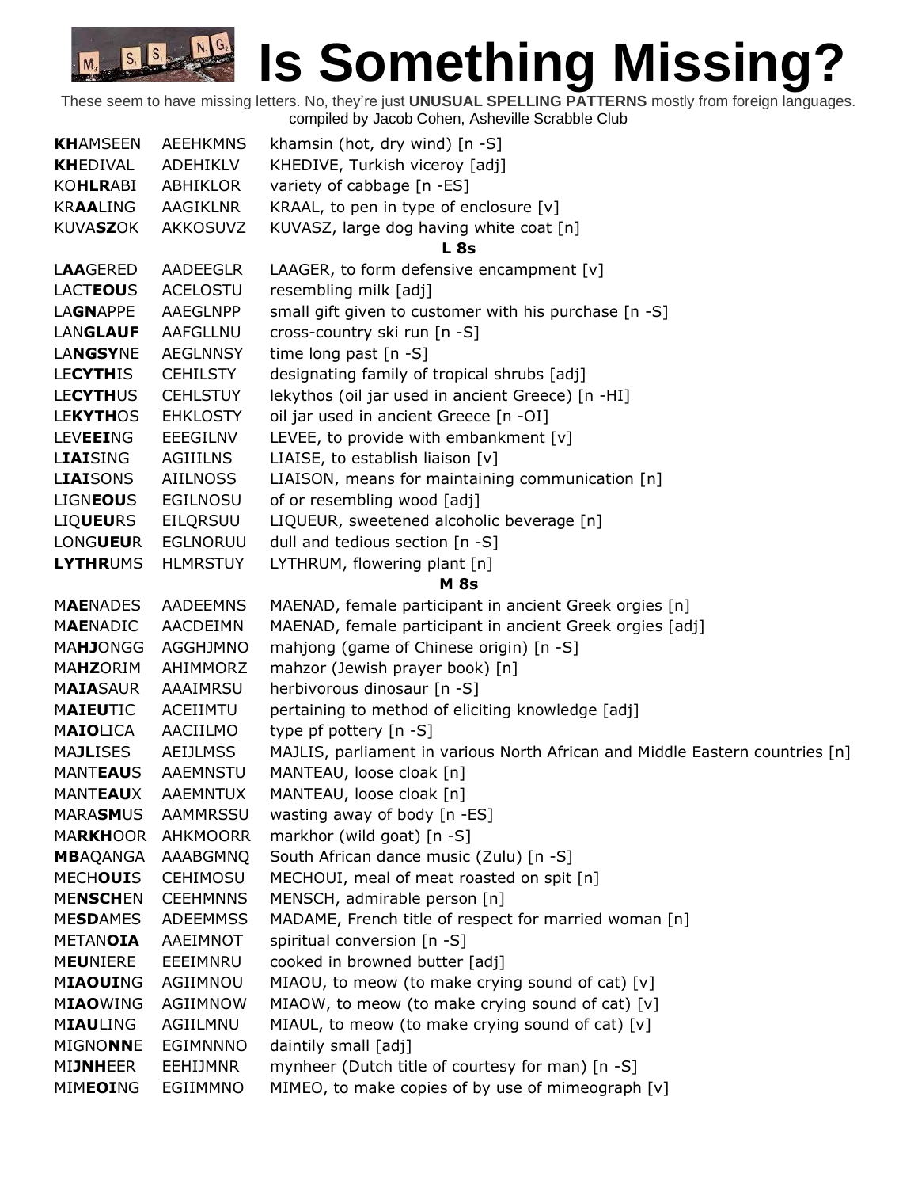# Is Something Missing?

These seem to have missing letters. No, they're just **UNUSUAL SPELLING PATTERNS** mostly from foreign languages.
compiled by Jacob Cohen, Asheville Scrabble Club

| | | |
|---|---|---|
| **KH**AMSEEN | AEEHKMNS | khamsin (hot, dry wind) [n -S] |
| **KH**EDIVAL | ADEHIKLV | KHEDIVE, Turkish viceroy [adj] |
| KO**HLR**ABI | ABHIKLOR | variety of cabbage [n -ES] |
| KR**AA**LING | AAGIKLNR | KRAAL, to pen in type of enclosure [v] |
| KUVA**SZ**OK | AKKOSUVZ | KUVASZ, large dog having white coat [n] |
| | | **L 8s** |
| L**AA**GERED | AADEEGLR | LAAGER, to form defensive encampment [v] |
| LACT**EOU**S | ACELOSTU | resembling milk [adj] |
| LA**GN**APPE | AAEGLNPP | small gift given to customer with his purchase [n -S] |
| LAN**GLAUF** | AAFGLLNU | cross-country ski run [n -S] |
| LA**NGSY**NE | AEGLNNSY | time long past [n -S] |
| LE**CYTH**IS | CEHILSTY | designating family of tropical shrubs [adj] |
| LE**CYTH**US | CEHLSTUY | lekythos (oil jar used in ancient Greece) [n -HI] |
| LE**KYTH**OS | EHKLOSTY | oil jar used in ancient Greece [n -OI] |
| LEV**EEI**NG | EEEGILNV | LEVEE, to provide with embankment [v] |
| L**IAI**SING | AGIIILNS | LIAISE, to establish liaison [v] |
| L**IAI**SONS | AIILNOSS | LIAISON, means for maintaining communication [n] |
| LIGN**EOU**S | EGILNOSU | of or resembling wood [adj] |
| LIQ**UEU**RS | EILQRSUU | LIQUEUR, sweetened alcoholic beverage [n] |
| LONG**UEU**R | EGLNORUU | dull and tedious section [n -S] |
| **LYTHR**UMS | HLMRSTUY | LYTHRUM, flowering plant [n] |
| | | **M 8s** |
| M**AE**NADES | AADEEMNS | MAENAD, female participant in ancient Greek orgies [n] |
| M**AE**NADIC | AACDEIMN | MAENAD, female participant in ancient Greek orgies [adj] |
| MA**HJ**ONGG | AGGHJMNO | mahjong (game of Chinese origin) [n -S] |
| MA**HZ**ORIM | AHIMMORZ | mahzor (Jewish prayer book) [n] |
| M**AIA**SAUR | AAAIMRSU | herbivorous dinosaur [n -S] |
| M**AIEU**TIC | ACEIIMTU | pertaining to method of eliciting knowledge [adj] |
| M**AIO**LICA | AACIILMO | type pf pottery [n -S] |
| MA**JL**ISES | AEIJLMSS | MAJLIS, parliament in various North African and Middle Eastern countries [n] |
| MANT**EAU**S | AAEMNSTU | MANTEAU, loose cloak [n] |
| MANT**EAU**X | AAEMNTUX | MANTEAU, loose cloak [n] |
| MARA**SM**US | AAMMRSSU | wasting away of body [n -ES] |
| MA**RKH**OOR | AHKMOORR | markhor (wild goat) [n -S] |
| **MB**AQANGA | AAABGMNQ | South African dance music (Zulu) [n -S] |
| MECH**OUI**S | CEHIMOSU | MECHOUI, meal of meat roasted on spit [n] |
| ME**NSCH**EN | CEEHMNNS | MENSCH, admirable person [n] |
| ME**SD**AMES | ADEEMMSS | MADAME, French title of respect for married woman [n] |
| METAN**OIA** | AAEIMNOT | spiritual conversion [n -S] |
| M**EU**NIERE | EEEIMNRU | cooked in browned butter [adj] |
| M**IAOUI**NG | AGIIMNOU | MIAOU, to meow (to make crying sound of cat) [v] |
| M**IAO**WING | AGIIMNOW | MIAOW, to meow (to make crying sound of cat) [v] |
| M**IAU**LING | AGIILMNU | MIAUL, to meow (to make crying sound of cat) [v] |
| MIGNO**NN**E | EGIMNNNO | daintily small [adj] |
| MI**JNH**EER | EEHIJMNR | mynheer (Dutch title of courtesy for man) [n -S] |
| MIM**EOI**NG | EGIIMMNO | MIMEO, to make copies of by use of mimeograph [v] |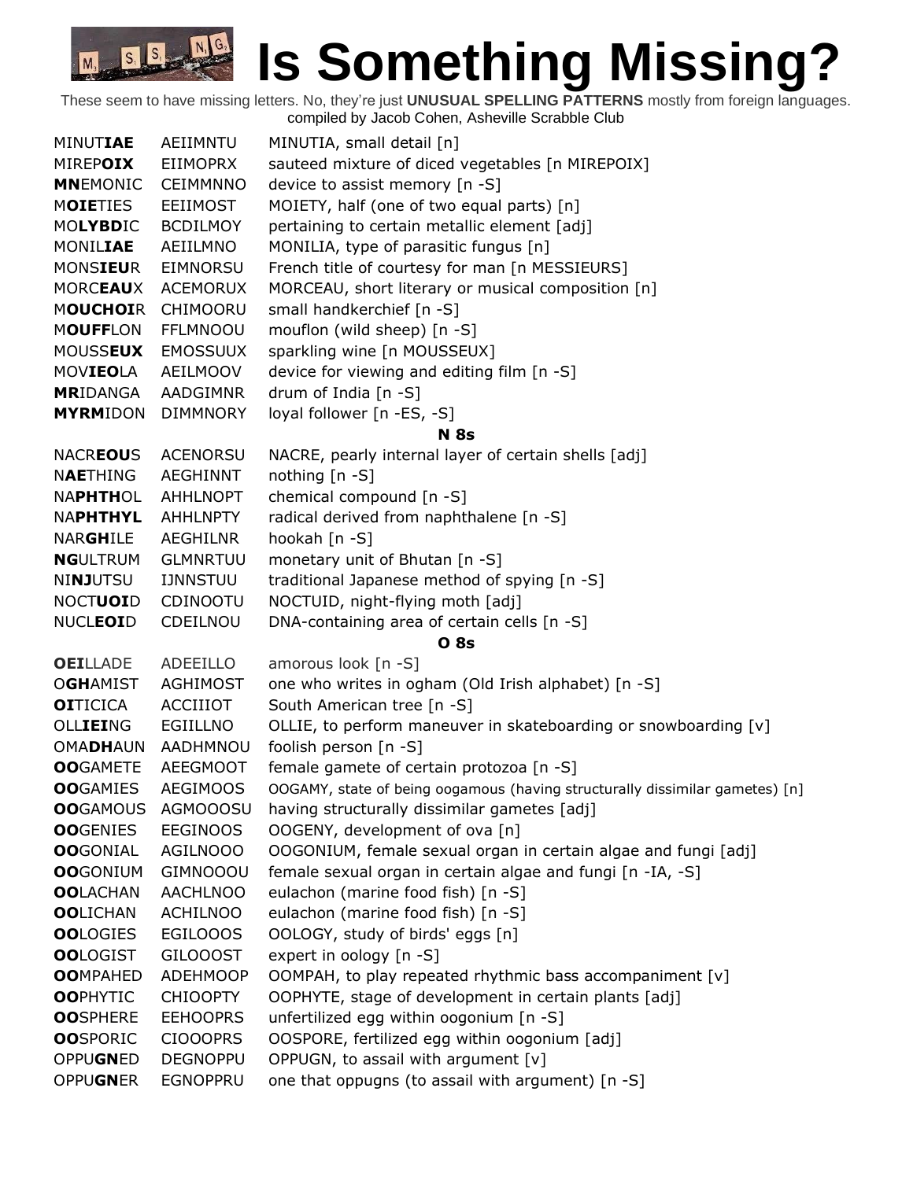# Is Something Missing?

These seem to have missing letters. No, they're just **UNUSUAL SPELLING PATTERNS** mostly from foreign languages.
compiled by Jacob Cohen, Asheville Scrabble Club

| | | |
|---|---|---|
| MINUT**IAE** | AEIIMNTU | MINUTIA, small detail [n] |
| MIREP**OIX** | EIIMOPRX | sauteed mixture of diced vegetables [n MIREPOIX] |
| **MN**EMONIC | CEIMMNNO | device to assist memory [n -S] |
| M**OIE**TIES | EEIIMOST | MOIETY, half (one of two equal parts) [n] |
| MO**LYBD**IC | BCDILMOY | pertaining to certain metallic element [adj] |
| MONIL**IAE** | AEIILMNO | MONILIA, type of parasitic fungus [n] |
| MONS**IEU**R | EIMNORSU | French title of courtesy for man [n MESSIEURS] |
| MORC**EAU**X | ACEMORUX | MORCEAU, short literary or musical composition [n] |
| M**OUCHOI**R | CHIMOORU | small handkerchief [n -S] |
| M**OUFF**LON | FFLMNOOU | mouflon (wild sheep) [n -S] |
| MOUSS**EUX** | EMOSSUUX | sparkling wine [n MOUSSEUX] |
| MOV**IEO**LA | AEILMOOV | device for viewing and editing film [n -S] |
| **MR**IDANGA | AADGIMNR | drum of India [n -S] |
| **MYRM**IDON | DIMMNORY | loyal follower [n -ES, -S] |

**N 8s**

| | | |
|---|---|---|
| NACR**EOU**S | ACENORSU | NACRE, pearly internal layer of certain shells [adj] |
| N**AE**THING | AEGHINNT | nothing [n -S] |
| NA**PHTH**OL | AHHLNOPT | chemical compound [n -S] |
| NA**PHTHYL** | AHHLNPTY | radical derived from naphthalene [n -S] |
| NAR**GH**ILE | AEGHILNR | hookah [n -S] |
| **NG**ULTRUM | GLMNRTUU | monetary unit of Bhutan [n -S] |
| NI**NJ**UTSU | IJNNSTUU | traditional Japanese method of spying [n -S] |
| NOCT**UOI**D | CDINOOTU | NOCTUID, night-flying moth [adj] |
| NUCL**EOI**D | CDEILNOU | DNA-containing area of certain cells [n -S] |

**O 8s**

| | | |
|---|---|---|
| **OEI**LLADE | ADEEILLO | amorous look [n -S] |
| O**GH**AMIST | AGHIMOST | one who writes in ogham (Old Irish alphabet) [n -S] |
| **OI**TICICA | ACCIIIOT | South American tree [n -S] |
| OLL**IEI**NG | EGIILLNO | OLLIE, to perform maneuver in skateboarding or snowboarding [v] |
| OMA**DH**AUN | AADHMNOU | foolish person [n -S] |
| **OO**GAMETE | AEEGMOOT | female gamete of certain protozoa [n -S] |
| **OO**GAMIES | AEGIMOOS | OOGAMY, state of being oogamous (having structurally dissimilar gametes) [n] |
| **OO**GAMOUS | AGMOOOSU | having structurally dissimilar gametes [adj] |
| **OO**GENIES | EEGINOOS | OOGENY, development of ova [n] |
| **OO**GONIAL | AGILNOOO | OOGONIUM, female sexual organ in certain algae and fungi [adj] |
| **OO**GONIUM | GIMNOOOU | female sexual organ in certain algae and fungi [n -IA, -S] |
| **OO**LACHAN | AACHLNOO | eulachon (marine food fish) [n -S] |
| **OO**LICHAN | ACHILNOO | eulachon (marine food fish) [n -S] |
| **OO**LOGIES | EGILOOOS | OOLOGY, study of birds' eggs [n] |
| **OO**LOGIST | GILOOOST | expert in oology [n -S] |
| **OO**MPAHED | ADEHMOOP | OOMPAH, to play repeated rhythmic bass accompaniment [v] |
| **OO**PHYTIC | CHIOOPTY | OOPHYTE, stage of development in certain plants [adj] |
| **OO**SPHERE | EEHOOPRS | unfertilized egg within oogonium [n -S] |
| **OO**SPORIC | CIOOOPRS | OOSPORE, fertilized egg within oogonium [adj] |
| OPPU**GN**ED | DEGNOPPU | OPPUGN, to assail with argument [v] |
| OPPU**GN**ER | EGNOPPRU | one that oppugns (to assail with argument) [n -S] |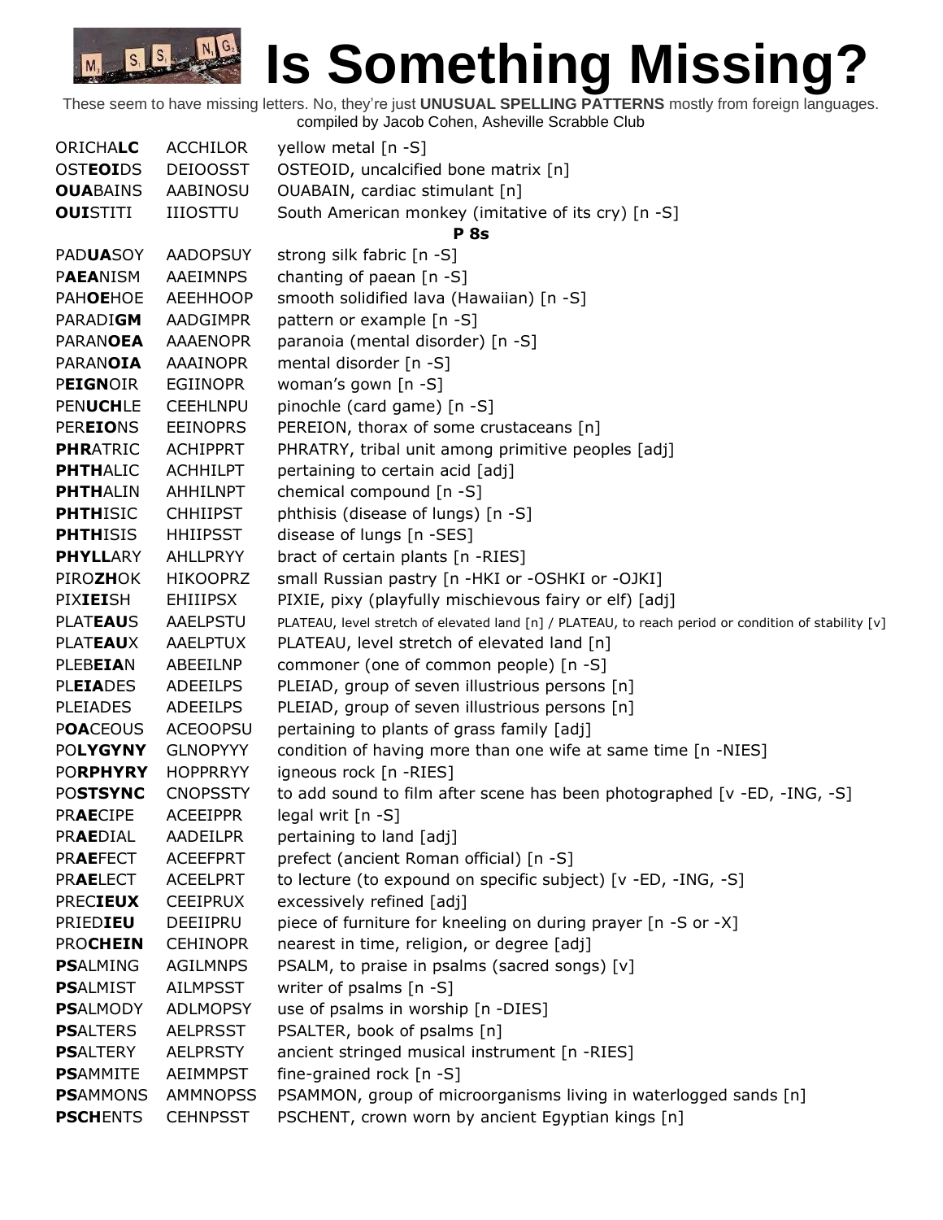# Is Something Missing?

These seem to have missing letters. No, they're just **UNUSUAL SPELLING PATTERNS** mostly from foreign languages.
compiled by Jacob Cohen, Asheville Scrabble Club

| | | |
|---|---|---|
| ORICHA**LC** | ACCHILOR | yellow metal [n -S] |
| OST**EOI**DS | DEIOOSST | OSTEOID, uncalcified bone matrix [n] |
| **OUA**BAINS | AABINOSU | OUABAIN, cardiac stimulant [n] |
| **OUI**STITI | IIIOSTTU | South American monkey (imitative of its cry) [n -S] |
| | | **P 8s** |
| PAD**UA**SOY | AADOPSUY | strong silk fabric [n -S] |
| P**AEA**NISM | AAEIMNPS | chanting of paean [n -S] |
| PAH**OE**HOE | AEEHHOOP | smooth solidified lava (Hawaiian) [n -S] |
| PARADI**GM** | AADGIMPR | pattern or example [n -S] |
| PARAN**OEA** | AAAENOPR | paranoia (mental disorder) [n -S] |
| PARAN**OIA** | AAAINOPR | mental disorder [n -S] |
| P**EIGN**OIR | EGIINOPR | woman's gown [n -S] |
| PEN**UCH**LE | CEEHLNPU | pinochle (card game) [n -S] |
| PER**EIO**NS | EEINOPRS | PEREION, thorax of some crustaceans [n] |
| **PHR**ATRIC | ACHIPPRT | PHRATRY, tribal unit among primitive peoples [adj] |
| **PHTH**ALIC | ACHHILPT | pertaining to certain acid [adj] |
| **PHTH**ALIN | AHHILNPT | chemical compound [n -S] |
| **PHTH**ISIC | CHHIIPST | phthisis (disease of lungs) [n -S] |
| **PHTH**ISIS | HHIIPSST | disease of lungs [n -SES] |
| **PHYLL**ARY | AHLLPRYY | bract of certain plants [n -RIES] |
| PIRO**ZH**OK | HIKOOPRZ | small Russian pastry [n -HKI or -OSHKI or -OJKI] |
| PIX**IEI**SH | EHIIIPSX | PIXIE, pixy (playfully mischievous fairy or elf) [adj] |
| PLAT**EAU**S | AAELPSTU | PLATEAU, level stretch of elevated land [n] / PLATEAU, to reach period or condition of stability [v] |
| PLAT**EAU**X | AAELPTUX | PLATEAU, level stretch of elevated land [n] |
| PLEB**EIA**N | ABEEILNP | commoner (one of common people) [n -S] |
| PL**EIA**DES | ADEEILPS | PLEIAD, group of seven illustrious persons [n] |
| PLEIADES | ADEEILPS | PLEIAD, group of seven illustrious persons [n] |
| P**OA**CEOUS | ACEOOPSU | pertaining to plants of grass family [adj] |
| PO**LYGYNY** | GLNOPYYY | condition of having more than one wife at same time [n -NIES] |
| PO**RPHYRY** | HOPPRRYY | igneous rock [n -RIES] |
| PO**STSYNC** | CNOPSSTY | to add sound to film after scene has been photographed [v -ED, -ING, -S] |
| PR**AE**CIPE | ACEEIPPR | legal writ [n -S] |
| PR**AE**DIAL | AADEILPR | pertaining to land [adj] |
| PR**AE**FECT | ACEEFPRT | prefect (ancient Roman official) [n -S] |
| PR**AE**LECT | ACEELPRT | to lecture (to expound on specific subject) [v -ED, -ING, -S] |
| PREC**IEUX** | CEEIPRUX | excessively refined [adj] |
| PRIED**IEU** | DEEIIPRU | piece of furniture for kneeling on during prayer [n -S or -X] |
| PRO**CHEIN** | CEHINOPR | nearest in time, religion, or degree [adj] |
| **PS**ALMING | AGILMNPS | PSALM, to praise in psalms (sacred songs) [v] |
| **PS**ALMIST | AILMPSST | writer of psalms [n -S] |
| **PS**ALMODY | ADLMOPSY | use of psalms in worship [n -DIES] |
| **PS**ALTERS | AELPRSST | PSALTER, book of psalms [n] |
| **PS**ALTERY | AELPRSTY | ancient stringed musical instrument [n -RIES] |
| **PS**AMMITE | AEIMMPST | fine-grained rock [n -S] |
| **PS**AMMONS | AMMNOPSS | PSAMMON, group of microorganisms living in waterlogged sands [n] |
| **PSCH**ENTS | CEHNPSST | PSCHENT, crown worn by ancient Egyptian kings [n] |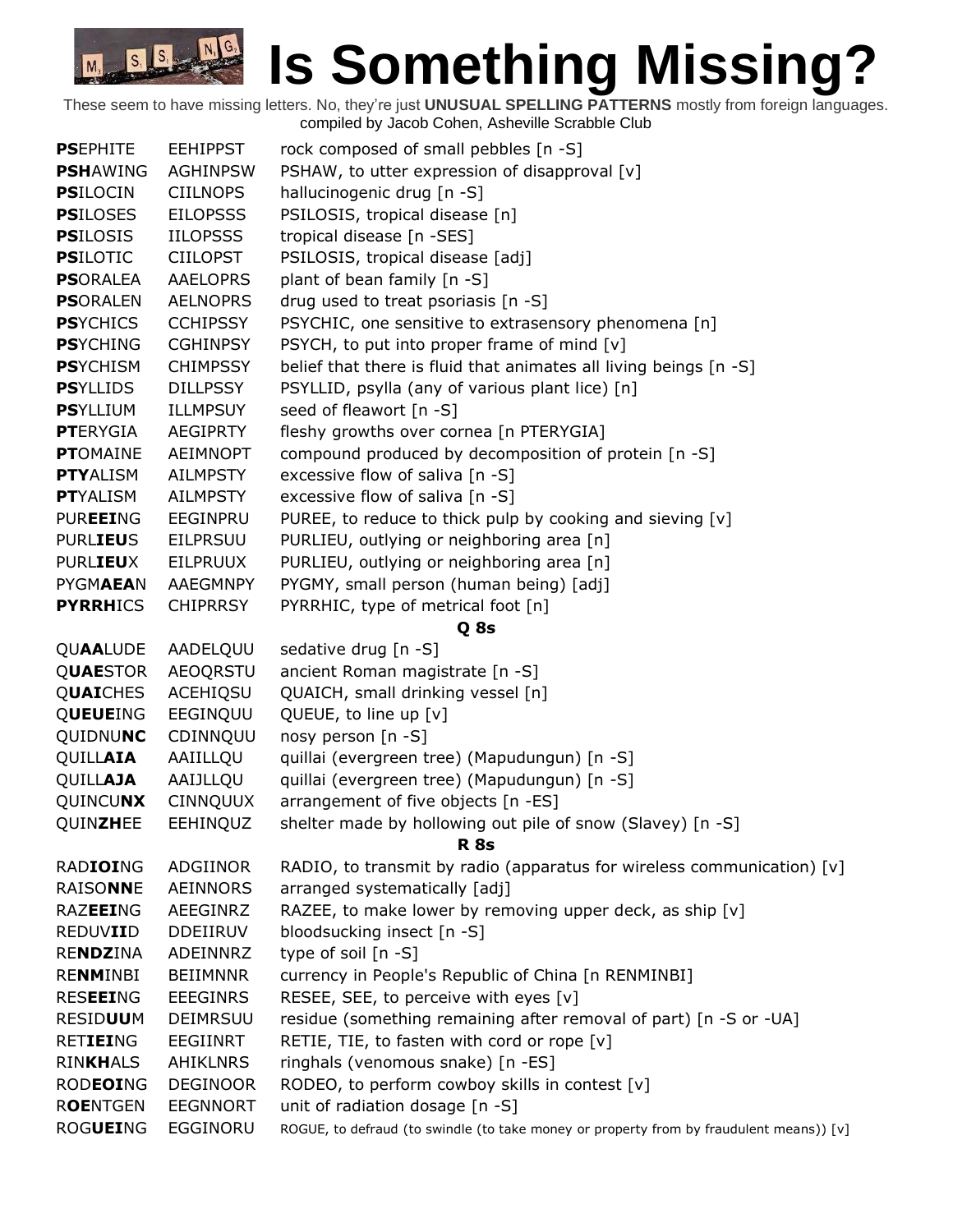# Is Something Missing?

These seem to have missing letters. No, they're just **UNUSUAL SPELLING PATTERNS** mostly from foreign languages.
compiled by Jacob Cohen, Asheville Scrabble Club

| | | |
|---|---|---|
| **PS**EPHITE | EEHIPPST | rock composed of small pebbles [n -S] |
| **PSH**AWING | AGHINPSW | PSHAW, to utter expression of disapproval [v] |
| **PS**ILOCIN | CIILNOPS | hallucinogenic drug [n -S] |
| **PS**ILOSES | EILOPSSS | PSILOSIS, tropical disease [n] |
| **PS**ILOSIS | IILOPSSS | tropical disease [n -SES] |
| **PS**ILOTIC | CIILOPST | PSILOSIS, tropical disease [adj] |
| **PS**ORALEA | AAELOPRS | plant of bean family [n -S] |
| **PS**ORALEN | AELNOPRS | drug used to treat psoriasis [n -S] |
| **PS**YCHICS | CCHIPSSY | PSYCHIC, one sensitive to extrasensory phenomena [n] |
| **PS**YCHING | CGHINPSY | PSYCH, to put into proper frame of mind [v] |
| **PS**YCHISM | CHIMPSSY | belief that there is fluid that animates all living beings [n -S] |
| **PS**YLLIDS | DILLPSSY | PSYLLID, psylla (any of various plant lice) [n] |
| **PS**YLLIUM | ILLMPSUY | seed of fleawort [n -S] |
| **PT**ERYGIA | AEGIPRTY | fleshy growths over cornea [n PTERYGIA] |
| **PT**OMAINE | AEIMNOPT | compound produced by decomposition of protein [n -S] |
| **PTY**ALISM | AILMPSTY | excessive flow of saliva [n -S] |
| **PT**YALISM | AILMPSTY | excessive flow of saliva [n -S] |
| PUR**EEI**NG | EEGINPRU | PUREE, to reduce to thick pulp by cooking and sieving [v] |
| PURL**IEU**S | EILPRSUU | PURLIEU, outlying or neighboring area [n] |
| PURL**IEU**X | EILPRUUX | PURLIEU, outlying or neighboring area [n] |
| PYGM**AEA**N | AAEGMNPY | PYGMY, small person (human being) [adj] |
| **PYRRH**ICS | CHIPRRSY | PYRRHIC, type of metrical foot [n] |

**Q 8s**

| | | |
|---|---|---|
| QU**AA**LUDE | AADELQUU | sedative drug [n -S] |
| Q**UAE**STOR | AEOQRSTU | ancient Roman magistrate [n -S] |
| Q**UAI**CHES | ACEHIQSU | QUAICH, small drinking vessel [n] |
| Q**UEUEI**NG | EEGINQUU | QUEUE, to line up [v] |
| QUIDNU**NC** | CDINNQUU | nosy person [n -S] |
| QUILL**AIA** | AAIILLQU | quillai (evergreen tree) (Mapudungun) [n -S] |
| QUILL**AJA** | AAIJLLQU | quillai (evergreen tree) (Mapudungun) [n -S] |
| QUINCU**NX** | CINNQUUX | arrangement of five objects [n -ES] |
| QUIN**ZH**EE | EEHINQUZ | shelter made by hollowing out pile of snow (Slavey) [n -S] |

**R 8s**

| | | |
|---|---|---|
| RAD**IOI**NG | ADGIINOR | RADIO, to transmit by radio (apparatus for wireless communication) [v] |
| RAISO**NN**E | AEINNORS | arranged systematically [adj] |
| RAZ**EEI**NG | AEEGINRZ | RAZEE, to make lower by removing upper deck, as ship [v] |
| REDUV**II**D | DDEIIRUV | bloodsucking insect [n -S] |
| RE**NDZ**INA | ADEINNRZ | type of soil [n -S] |
| RE**NM**INBI | BEIIMNNR | currency in People's Republic of China [n RENMINBI] |
| RES**EEI**NG | EEEGINRS | RESEE, SEE, to perceive with eyes [v] |
| RESID**UU**M | DEIMRSUU | residue (something remaining after removal of part) [n -S or -UA] |
| RET**IEI**NG | EEGIINRT | RETIE, TIE, to fasten with cord or rope [v] |
| RIN**KH**ALS | AHIKLNRS | ringhals (venomous snake) [n -ES] |
| ROD**EOI**NG | DEGINOOR | RODEO, to perform cowboy skills in contest [v] |
| R**OE**NTGEN | EEGNNORT | unit of radiation dosage [n -S] |
| ROG**UEI**NG | EGGINORU | ROGUE, to defraud (to swindle (to take money or property from by fraudulent means)) [v] |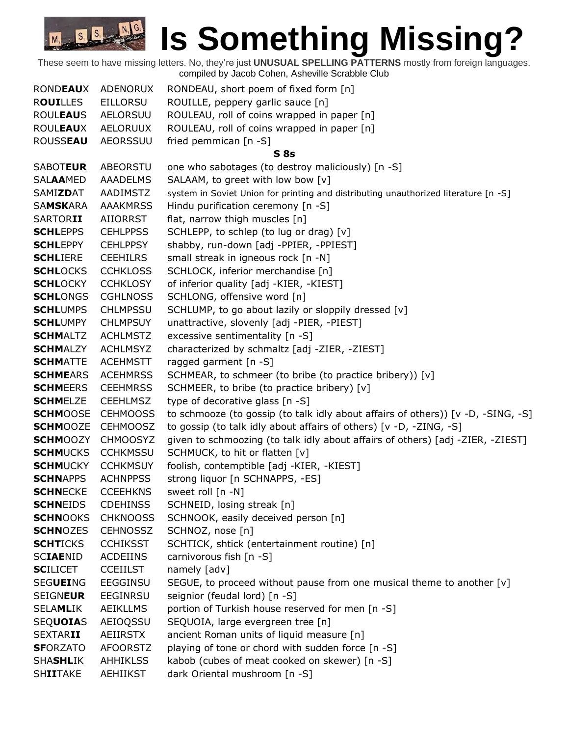# Is Something Missing?

These seem to have missing letters. No, they're just **UNUSUAL SPELLING PATTERNS** mostly from foreign languages.
compiled by Jacob Cohen, Asheville Scrabble Club

| | | |
|---|---|---|
| ROND**EAU**X | ADENORUX | RONDEAU, short poem of fixed form [n] |
| R**OUI**LLES | EILLORSU | ROUILLE, peppery garlic sauce [n] |
| ROUL**EAU**S | AELORSUU | ROULEAU, roll of coins wrapped in paper [n] |
| ROUL**EAU**X | AELORUUX | ROULEAU, roll of coins wrapped in paper [n] |
| ROUSS**EAU** | AEORSSUU | fried pemmican [n -S] |
| | **S 8s** | |
| SABOT**EUR** | ABEORSTU | one who sabotages (to destroy maliciously) [n -S] |
| SAL**AA**MED | AAADELMS | SALAAM, to greet with low bow [v] |
| SAMI**ZD**AT | AADIMSTZ | system in Soviet Union for printing and distributing unauthorized literature [n -S] |
| SA**MSK**ARA | AAAKMRSS | Hindu purification ceremony [n -S] |
| SARTOR**II** | AIIORRST | flat, narrow thigh muscles [n] |
| **SCHL**EPPS | CEHLPPSS | SCHLEPP, to schlep (to lug or drag) [v] |
| **SCHL**EPPY | CEHLPPSY | shabby, run-down [adj -PPIER, -PPIEST] |
| **SCHL**IERE | CEEHILRS | small streak in igneous rock [n -N] |
| **SCHL**OCKS | CCHKLOSS | SCHLOCK, inferior merchandise [n] |
| **SCHL**OCKY | CCHKLOSY | of inferior quality [adj -KIER, -KIEST] |
| **SCHL**ONGS | CGHLNOSS | SCHLONG, offensive word [n] |
| **SCHL**UMPS | CHLMPSSU | SCHLUMP, to go about lazily or sloppily dressed [v] |
| **SCHL**UMPY | CHLMPSUY | unattractive, slovenly [adj -PIER, -PIEST] |
| **SCHM**ALTZ | ACHLMSTZ | excessive sentimentality [n -S] |
| **SCHM**ALZY | ACHLMSYZ | characterized by schmaltz [adj -ZIER, -ZIEST] |
| **SCHM**ATTE | ACEHMSTT | ragged garment [n -S] |
| **SCHME**ARS | ACEHMRSS | SCHMEAR, to schmeer (to bribe (to practice bribery)) [v] |
| **SCHM**EERS | CEEHMRSS | SCHMEER, to bribe (to practice bribery) [v] |
| **SCHM**ELZE | CEEHLMSZ | type of decorative glass [n -S] |
| **SCHM**OOSE | CEHMOOSS | to schmooze (to gossip (to talk idly about affairs of others)) [v -D, -SING, -S] |
| **SCHM**OOZE | CEHMOOSZ | to gossip (to talk idly about affairs of others) [v -D, -ZING, -S] |
| **SCHM**OOZY | CHMOOSYZ | given to schmoozing (to talk idly about affairs of others) [adj -ZIER, -ZIEST] |
| **SCHM**UCKS | CCHKMSSU | SCHMUCK, to hit or flatten [v] |
| **SCHM**UCKY | CCHKMSUY | foolish, contemptible [adj -KIER, -KIEST] |
| **SCHN**APPS | ACHNPPSS | strong liquor [n SCHNAPPS, -ES] |
| **SCHN**ECKE | CCEEHKNS | sweet roll [n -N] |
| **SCHN**EIDS | CDEHINSS | SCHNEID, losing streak [n] |
| **SCHN**OOKS | CHKNOOSS | SCHNOOK, easily deceived person [n] |
| **SCHN**OZES | CEHNOSSZ | SCHNOZ, nose [n] |
| **SCHT**ICKS | CCHIKSST | SCHTICK, shtick (entertainment routine) [n] |
| SC**IAE**NID | ACDEIINS | carnivorous fish [n -S] |
| **SC**ILICET | CCEIILST | namely [adv] |
| SEG**UEI**NG | EEGGINSU | SEGUE, to proceed without pause from one musical theme to another [v] |
| SEIGN**EUR** | EEGINRSU | seignior (feudal lord) [n -S] |
| SELA**ML**IK | AEIKLLMS | portion of Turkish house reserved for men [n -S] |
| SEQ**UOIA**S | AEIOQSSU | SEQUOIA, large evergreen tree [n] |
| SEXTAR**II** | AEIIRSTX | ancient Roman units of liquid measure [n] |
| **SF**ORZATO | AFOORSTZ | playing of tone or chord with sudden force [n -S] |
| SHA**SHL**IK | AHHIKLSS | kabob (cubes of meat cooked on skewer) [n -S] |
| SH**II**TAKE | AEHIIKST | dark Oriental mushroom [n -S] |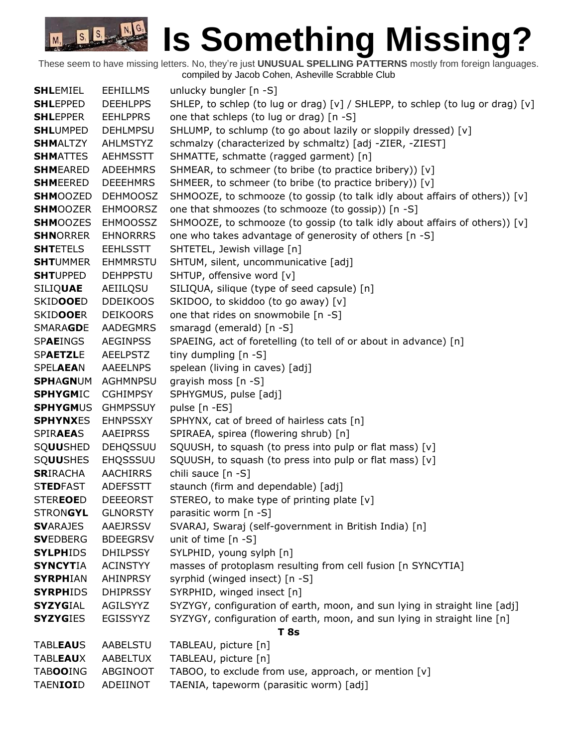# Is Something Missing?

These seem to have missing letters. No, they're just **UNUSUAL SPELLING PATTERNS** mostly from foreign languages.
compiled by Jacob Cohen, Asheville Scrabble Club

| | | |
|---|---|---|
| **SHL**EMIEL | EEHILLMS | unlucky bungler [n -S] |
| **SHL**EPPED | DEEHLPPS | SHLEP, to schlep (to lug or drag) [v] / SHLEPP, to schlep (to lug or drag) [v] |
| **SHL**EPPER | EEHLPPRS | one that schleps (to lug or drag) [n -S] |
| **SHL**UMPED | DEHLMPSU | SHLUMP, to schlump (to go about lazily or sloppily dressed) [v] |
| **SHM**ALTZY | AHLMSTYZ | schmalzy (characterized by schmaltz) [adj -ZIER, -ZIEST] |
| **SHM**ATTES | AEHMSSTT | SHMATTE, schmatte (ragged garment) [n] |
| **SHM**EARED | ADEEHMRS | SHMEAR, to schmeer (to bribe (to practice bribery)) [v] |
| **SHM**EERED | DEEEHMRS | SHMEER, to schmeer (to bribe (to practice bribery)) [v] |
| **SHM**OOZED | DEHMOOSZ | SHMOOZE, to schmooze (to gossip (to talk idly about affairs of others)) [v] |
| **SHM**OOZER | EHMOORSZ | one that shmoozes (to schmooze (to gossip)) [n -S] |
| **SHM**OOZES | EHMOOSSZ | SHMOOZE, to schmooze (to gossip (to talk idly about affairs of others)) [v] |
| **SHN**ORRER | EHNORRRS | one who takes advantage of generosity of others [n -S] |
| **SHT**ETELS | EEHLSSTT | SHTETEL, Jewish village [n] |
| **SHT**UMMER | EHMMRSTU | SHTUM, silent, uncommunicative [adj] |
| **SHT**UPPED | DEHPPSTU | SHTUP, offensive word [v] |
| SILIQ**UAE** | AEIILQSU | SILIQUA, silique (type of seed capsule) [n] |
| SKID**OOE**D | DDEIKOOS | SKIDOO, to skiddoo (to go away) [v] |
| SKID**OOE**R | DEIKOORS | one that rides on snowmobile [n -S] |
| SMARA**GD**E | AADEGMRS | smaragd (emerald) [n -S] |
| SP**AE**INGS | AEGINPSS | SPAEING, act of foretelling (to tell of or about in advance) [n] |
| SP**AETZL**E | AEELPSTZ | tiny dumpling [n -S] |
| SPEL**AEA**N | AAEELNPS | spelean (living in caves) [adj] |
| **SPH**A**GN**UM | AGHMNPSU | grayish moss [n -S] |
| **SPHYGM**IC | CGHIMPSY | SPHYGMUS, pulse [adj] |
| **SPHYGM**US | GHMPSSUY | pulse [n -ES] |
| **SPHYNX**ES | EHNPSSXY | SPHYNX, cat of breed of hairless cats [n] |
| SPIR**AEA**S | AAEIPRSS | SPIRAEA, spirea (flowering shrub) [n] |
| SQ**UU**SHED | DEHQSSUU | SQUUSH, to squash (to press into pulp or flat mass) [v] |
| SQ**UU**SHES | EHQSSSUU | SQUUSH, to squash (to press into pulp or flat mass) [v] |
| **SR**IRACHA | AACHIRRS | chili sauce [n -S] |
| S**TED**FAST | ADEFSSTT | staunch (firm and dependable) [adj] |
| STER**EOE**D | DEEEORST | STEREO, to make type of printing plate [v] |
| STRON**GYL** | GLNORSTY | parasitic worm [n -S] |
| **SV**ARAJES | AAEJRSSV | SVARAJ, Swaraj (self-government in British India) [n] |
| **SV**EDBERG | BDEEGRSV | unit of time [n -S] |
| **SYLPH**IDS | DHILPSSY | SYLPHID, young sylph [n] |
| **SYNCYT**IA | ACINSTYY | masses of protoplasm resulting from cell fusion [n SYNCYTIA] |
| **SYRPH**IAN | AHINPRSY | syrphid (winged insect) [n -S] |
| **SYRPH**IDS | DHIPRSSY | SYRPHID, winged insect [n] |
| **SYZYG**IAL | AGILSYYZ | SYZYGY, configuration of earth, moon, and sun lying in straight line [adj] |
| **SYZYG**IES | EGISSYYZ | SYZYGY, configuration of earth, moon, and sun lying in straight line [n] |

**T 8s**

| | | |
|---|---|---|
| TABL**EAU**S | AABELSTU | TABLEAU, picture [n] |
| TABL**EAU**X | AABELTUX | TABLEAU, picture [n] |
| TAB**OO**ING | ABGINOOT | TABOO, to exclude from use, approach, or mention [v] |
| TAEN**IOI**D | ADEIINOT | TAENIA, tapeworm (parasitic worm) [adj] |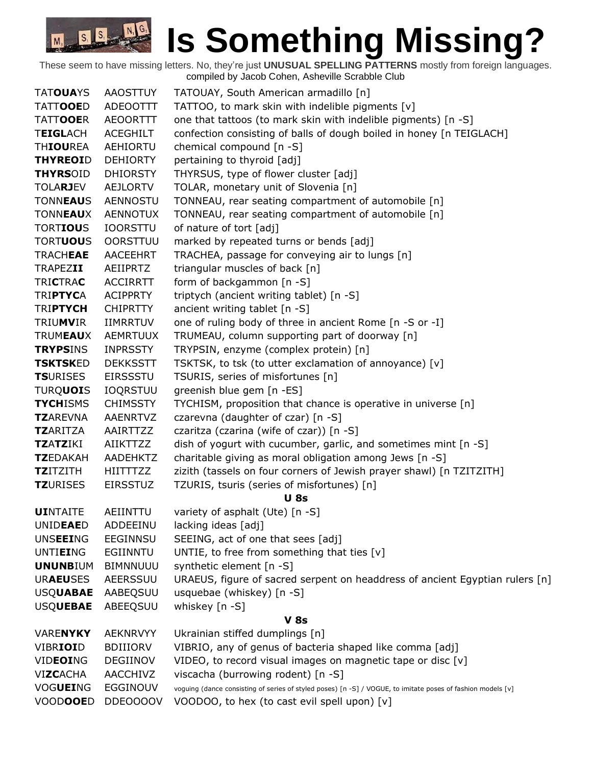# Is Something Missing?

These seem to have missing letters. No, they're just **UNUSUAL SPELLING PATTERNS** mostly from foreign languages.
compiled by Jacob Cohen, Asheville Scrabble Club

| | | |
|---|---|---|
| TAT**OUA**YS | AAOSTTUY | TATOUAY, South American armadillo [n] |
| TATT**OOE**D | ADEOOTTT | TATTOO, to mark skin with indelible pigments [v] |
| TATT**OOE**R | AEOORTTT | one that tattoos (to mark skin with indelible pigments) [n -S] |
| T**EIGL**ACH | ACEGHILT | confection consisting of balls of dough boiled in honey [n TEIGLACH] |
| TH**IOU**REA | AEHIORTU | chemical compound [n -S] |
| **THYREOI**D | DEHIORTY | pertaining to thyroid [adj] |
| **THYRS**OID | DHIORSTY | THYRSUS, type of flower cluster [adj] |
| TOLA**RJ**EV | AEJLORTV | TOLAR, monetary unit of Slovenia [n] |
| TONN**EAU**S | AENNOSTU | TONNEAU, rear seating compartment of automobile [n] |
| TONN**EAU**X | AENNOTUX | TONNEAU, rear seating compartment of automobile [n] |
| TORT**IOU**S | IOORSTTU | of nature of tort [adj] |
| TORT**UOU**S | OORSTTUU | marked by repeated turns or bends [adj] |
| TRACH**EAE** | AACEEHRT | TRACHEA, passage for conveying air to lungs [n] |
| TRAPEZ**II** | AEIIPRTZ | triangular muscles of back [n] |
| TRI**C**TRA**C** | ACCIRRTT | form of backgammon [n -S] |
| TRI**PTYC**A | ACIPPRTY | triptych (ancient writing tablet) [n -S] |
| TRI**PTYCH** | CHIPRTTY | ancient writing tablet [n -S] |
| TRIU**MV**IR | IIMRRTUV | one of ruling body of three in ancient Rome [n -S or -I] |
| TRUM**EAU**X | AEMRTUUX | TRUMEAU, column supporting part of doorway [n] |
| **TRYPS**INS | INPRSSTY | TRYPSIN, enzyme (complex protein) [n] |
| **TSKTSK**ED | DEKKSSTT | TSKTSK, to tsk (to utter exclamation of annoyance) [v] |
| **TS**URISES | EIRSSSTU | TSURIS, series of misfortunes [n] |
| TURQ**UOI**S | IOQRSTUU | greenish blue gem [n -ES] |
| **TYCH**ISMS | CHIMSSTY | TYCHISM, proposition that chance is operative in universe [n] |
| **TZ**AREVNA | AAENRTVZ | czarevna (daughter of czar) [n -S] |
| **TZ**ARITZA | AAIRTTZZ | czaritza (czarina (wife of czar)) [n -S] |
| **TZ**A**TZ**IKI | AIIKTTZZ | dish of yogurt with cucumber, garlic, and sometimes mint [n -S] |
| **TZ**EDAKAH | AADEHKTZ | charitable giving as moral obligation among Jews [n -S] |
| **TZ**ITZITH | HIITTTZZ | zizith (tassels on four corners of Jewish prayer shawl) [n TZITZITH] |
| **TZ**URISES | EIRSSTUZ | TZURIS, tsuris (series of misfortunes) [n] |

**U 8s**

| | | |
|---|---|---|
| **UI**NTAITE | AEIINTTU | variety of asphalt (Ute) [n -S] |
| UNID**EAE**D | ADDEEINU | lacking ideas [adj] |
| UNS**EEI**NG | EEGINNSU | SEEING, act of one that sees [adj] |
| UNTI**EI**NG | EGIINNTU | UNTIE, to free from something that ties [v] |
| **UNUNB**IUM | BIMNNUUU | synthetic element [n -S] |
| UR**AEU**SES | AEERSSUU | URAEUS, figure of sacred serpent on headdress of ancient Egyptian rulers [n] |
| USQ**UABAE** | AABEQSUU | usquebae (whiskey) [n -S] |
| USQ**UEBAE** | ABEEQSUU | whiskey [n -S] |

**V 8s**

| | | |
|---|---|---|
| VARE**NYKY** | AEKNRVYY | Ukrainian stiffed dumplings [n] |
| VIBR**IOI**D | BDIIIORV | VIBRIO, any of genus of bacteria shaped like comma [adj] |
| VID**EOI**NG | DEGIINOV | VIDEO, to record visual images on magnetic tape or disc [v] |
| VI**ZC**ACHA | AACCHIVZ | viscacha (burrowing rodent) [n -S] |
| VOG**UEI**NG | EGGINOUV | voguing (dance consisting of series of styled poses) [n -S] / VOGUE, to imitate poses of fashion models [v] |
| VOOD**OOE**D | DDEOOOOV | VOODOO, to hex (to cast evil spell upon) [v] |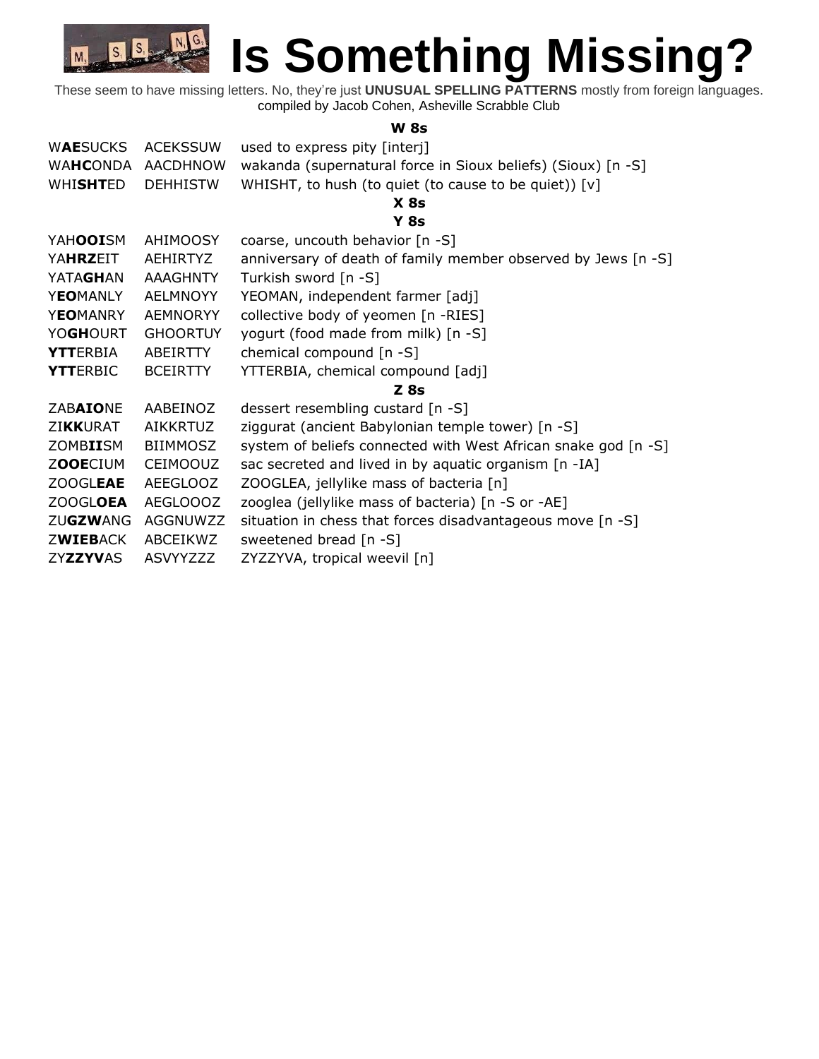# Is Something Missing?

These seem to have missing letters. No, they're just **UNUSUAL SPELLING PATTERNS** mostly from foreign languages.
compiled by Jacob Cohen, Asheville Scrabble Club

### W 8s

| | | |
|---|---|---|
| W**AE**SUCKS | ACEKSSUW | used to express pity [interj] |
| WA**HC**ONDA | AACDHNOW | wakanda (supernatural force in Sioux beliefs) (Sioux) [n -S] |
| WHI**SHT**ED | DEHHISTW | WHISHT, to hush (to quiet (to cause to be quiet)) [v] |

### X 8s

### Y 8s

| | | |
|---|---|---|
| YAH**OOI**SM | AHIMOOSY | coarse, uncouth behavior [n -S] |
| YA**HRZ**EIT | AEHIRTYZ | anniversary of death of family member observed by Jews [n -S] |
| YATA**GH**AN | AAAGHNTY | Turkish sword [n -S] |
| Y**EO**MANLY | AELMNOYY | YEOMAN, independent farmer [adj] |
| Y**EO**MANRY | AEMNORYY | collective body of yeomen [n -RIES] |
| YO**GH**OURT | GHOORTUY | yogurt (food made from milk) [n -S] |
| **YTT**ERBIA | ABEIRTTY | chemical compound [n -S] |
| **YTT**ERBIC | BCEIRTTY | YTTERBIA, chemical compound [adj] |

### Z 8s

| | | |
|---|---|---|
| ZAB**AIO**NE | AABEINOZ | dessert resembling custard [n -S] |
| ZI**KK**URAT | AIKKRTUZ | ziggurat (ancient Babylonian temple tower) [n -S] |
| ZOMB**II**SM | BIIMMOSZ | system of beliefs connected with West African snake god [n -S] |
| Z**OOE**CIUM | CEIMOOUZ | sac secreted and lived in by aquatic organism [n -IA] |
| ZOOGL**EAE** | AEEGLOOZ | ZOOGLEA, jellylike mass of bacteria [n] |
| ZOOGL**OEA** | AEGLOOOZ | zooglea (jellylike mass of bacteria) [n -S or -AE] |
| ZU**GZW**ANG | AGGNUWZZ | situation in chess that forces disadvantageous move [n -S] |
| Z**WIEB**ACK | ABCEIKWZ | sweetened bread [n -S] |
| ZY**ZZYV**AS | ASVYYZZZ | ZYZZYVA, tropical weevil [n] |